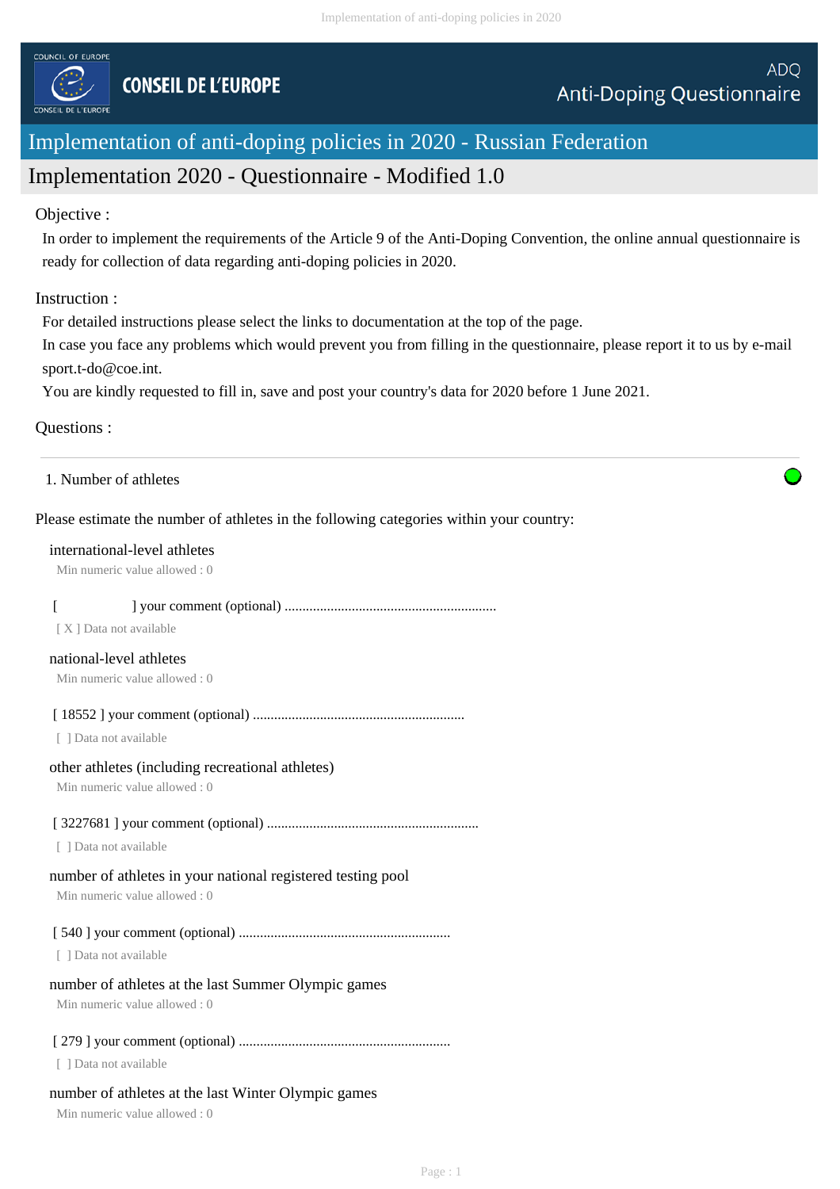COUNCIL OF EUROPE

CONSEIL DE L'EUROPE

ADQ
Anti-Doping Questionnaire

# Implementation of anti-doping policies in 2020 - Russian Federation

## Implementation 2020 - Questionnaire - Modified 1.0

Objective :

In order to implement the requirements of the Article 9 of the Anti-Doping Convention, the online annual questionnaire is ready for collection of data regarding anti-doping policies in 2020.

Instruction :

For detailed instructions please select the links to documentation at the top of the page.
In case you face any problems which would prevent you from filling in the questionnaire, please report it to us by e-mail sport.t-do@coe.int.
You are kindly requested to fill in, save and post your country's data for 2020 before 1 June 2021.

Questions :

---

1. Number of athletes

Please estimate the number of athletes in the following categories within your country:

international-level athletes
Min numeric value allowed : 0

[ ] your comment (optional) ............................................................
[ X ] Data not available

national-level athletes
Min numeric value allowed : 0

[ 18552 ] your comment (optional) ............................................................
[ ] Data not available

other athletes (including recreational athletes)
Min numeric value allowed : 0

[ 3227681 ] your comment (optional) ............................................................
[ ] Data not available

number of athletes in your national registered testing pool
Min numeric value allowed : 0

[ 540 ] your comment (optional) ............................................................
[ ] Data not available

number of athletes at the last Summer Olympic games
Min numeric value allowed : 0

[ 279 ] your comment (optional) ............................................................
[ ] Data not available

number of athletes at the last Winter Olympic games
Min numeric value allowed : 0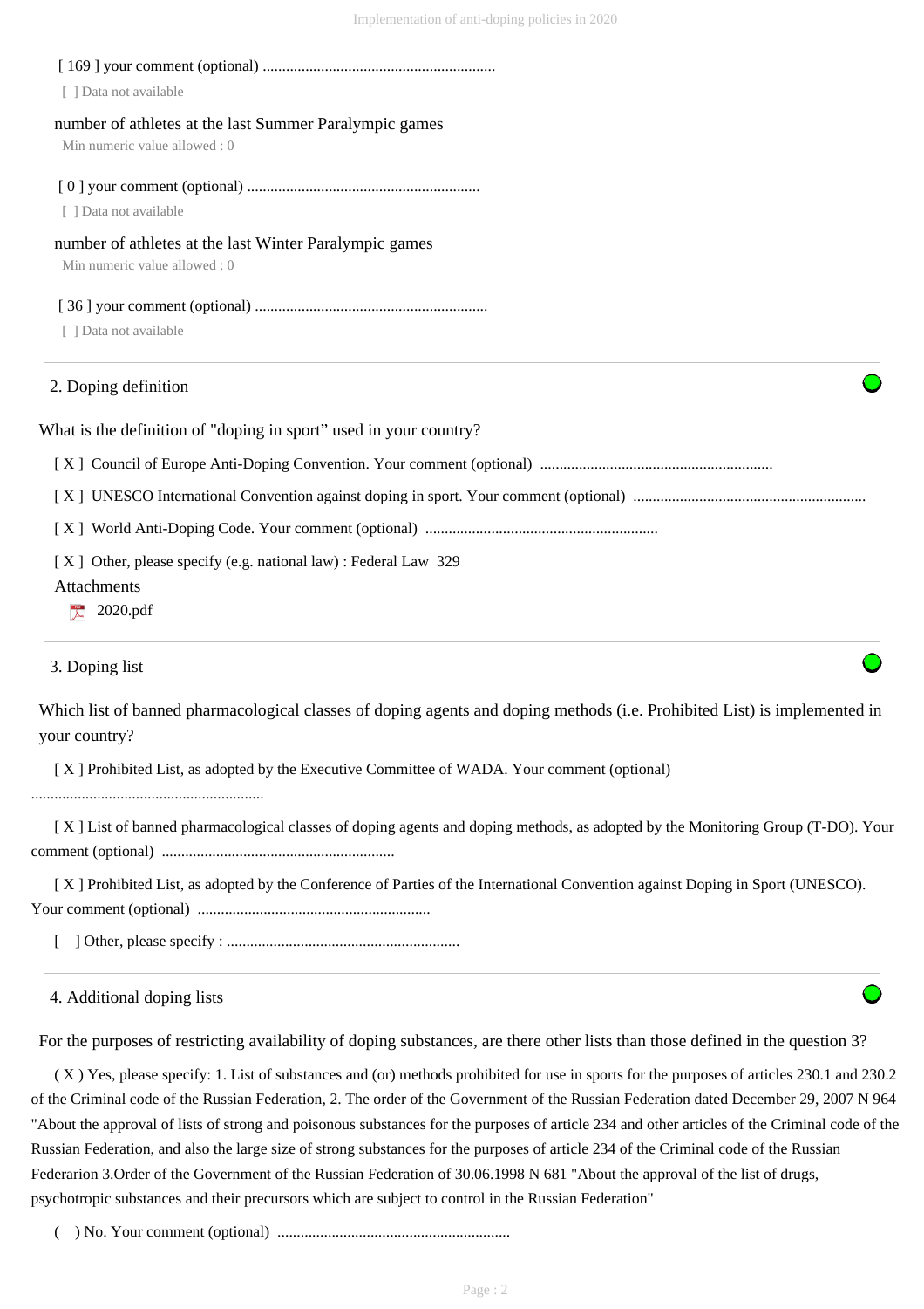[ 169 ] your comment (optional) ............................................................

[ ] Data not available

number of athletes at the last Summer Paralympic games

Min numeric value allowed : 0

[ 0 ] your comment (optional) ............................................................

[ ] Data not available

number of athletes at the last Winter Paralympic games

Min numeric value allowed : 0

[ 36 ] your comment (optional) ............................................................

[ ] Data not available

## 2. Doping definition

What is the definition of "doping in sport" used in your country?

[ X ] Council of Europe Anti-Doping Convention. Your comment (optional) ............................................................

[ X ] UNESCO International Convention against doping in sport. Your comment (optional) ............................................................

[ X ] World Anti-Doping Code. Your comment (optional) ............................................................

[ X ] Other, please specify (e.g. national law) : Federal Law 329

Attachments

2020.pdf

## 3. Doping list

Which list of banned pharmacological classes of doping agents and doping methods (i.e. Prohibited List) is implemented in your country?

[ X ] Prohibited List, as adopted by the Executive Committee of WADA. Your comment (optional) ............................................................

[ X ] List of banned pharmacological classes of doping agents and doping methods, as adopted by the Monitoring Group (T-DO). Your comment (optional) ............................................................

[ X ] Prohibited List, as adopted by the Conference of Parties of the International Convention against Doping in Sport (UNESCO). Your comment (optional) ............................................................

[ ] Other, please specify : ............................................................

## 4. Additional doping lists

For the purposes of restricting availability of doping substances, are there other lists than those defined in the question 3?

( X ) Yes, please specify: 1. List of substances and (or) methods prohibited for use in sports for the purposes of articles 230.1 and 230.2 of the Criminal code of the Russian Federation, 2. The order of the Government of the Russian Federation dated December 29, 2007 N 964 "About the approval of lists of strong and poisonous substances for the purposes of article 234 and other articles of the Criminal code of the Russian Federation, and also the large size of strong substances for the purposes of article 234 of the Criminal code of the Russian Federarion 3.Order of the Government of the Russian Federation of 30.06.1998 N 681 "About the approval of the list of drugs, psychotropic substances and their precursors which are subject to control in the Russian Federation"

( ) No. Your comment (optional) ............................................................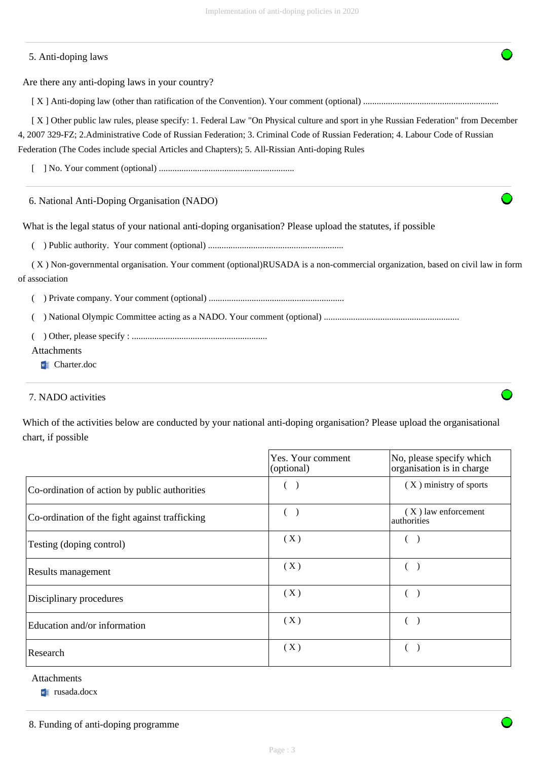## 5. Anti-doping laws

Are there any anti-doping laws in your country?

[ X ] Anti-doping law (other than ratification of the Convention). Your comment (optional) ............................................................

[ X ] Other public law rules, please specify: 1. Federal Law "On Physical culture and sport in yhe Russian Federation" from December 4, 2007 329-FZ; 2.Administrative Code of Russian Federation; 3. Criminal Code of Russian Federation; 4. Labour Code of Russian Federation (The Codes include special Articles and Chapters); 5. All-Rissian Anti-doping Rules

[ ] No. Your comment (optional) ............................................................

## 6. National Anti-Doping Organisation (NADO)

What is the legal status of your national anti-doping organisation? Please upload the statutes, if possible

( ) Public authority. Your comment (optional) ............................................................

( X ) Non-governmental organisation. Your comment (optional)RUSADA is a non-commercial organization, based on civil law in form of association

( ) Private company. Your comment (optional) ............................................................

( ) National Olympic Committee acting as a NADO. Your comment (optional) ............................................................

( ) Other, please specify : ............................................................

Attachments

- Charter.doc

## 7. NADO activities

Which of the activities below are conducted by your national anti-doping organisation? Please upload the organisational chart, if possible

| | Yes. Your comment (optional) | No, please specify which organisation is in charge |
|---|---|---|
| Co-ordination of action by public authorities | ( ) | ( X ) ministry of sports |
| Co-ordination of the fight against trafficking | ( ) | ( X ) law enforcement authorities |
| Testing (doping control) | ( X ) | ( ) |
| Results management | ( X ) | ( ) |
| Disciplinary procedures | ( X ) | ( ) |
| Education and/or information | ( X ) | ( ) |
| Research | ( X ) | ( ) |

Attachments

- rusada.docx

## 8. Funding of anti-doping programme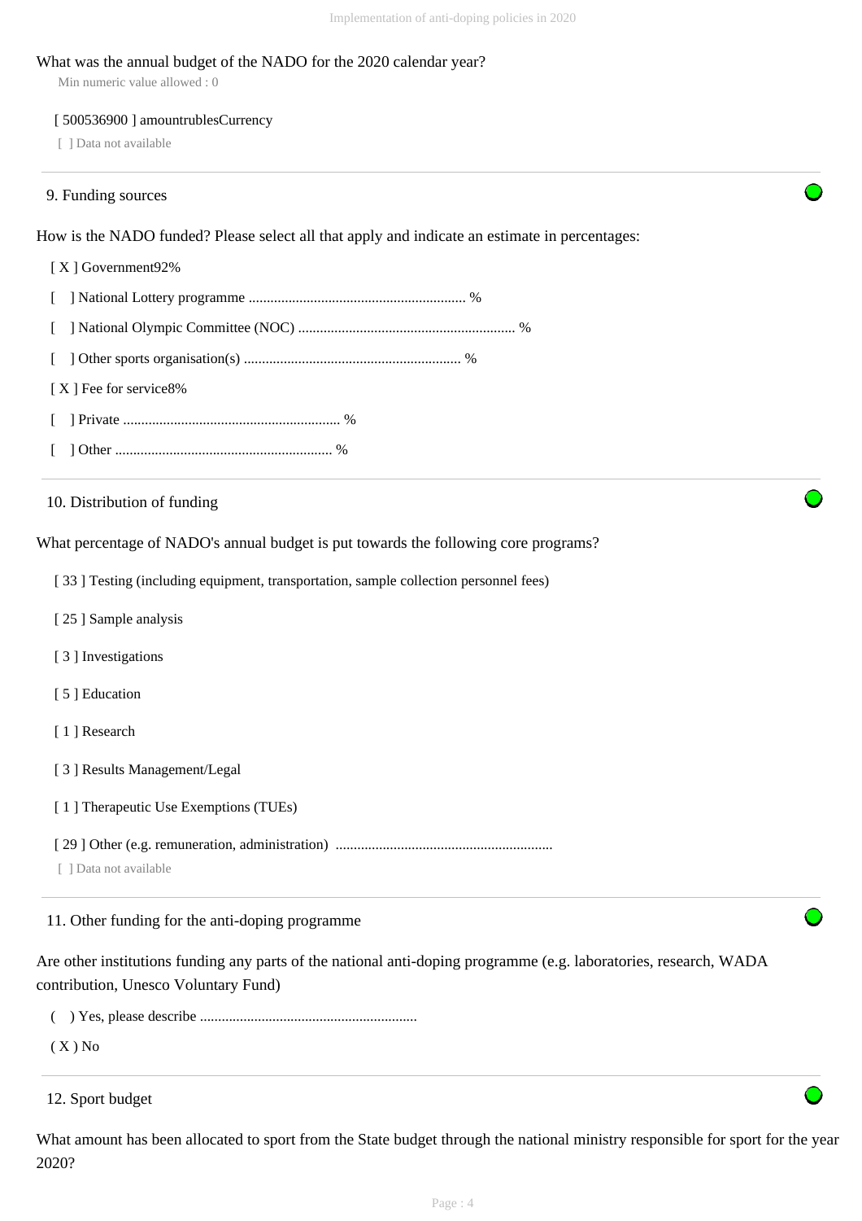What was the annual budget of the NADO for the 2020 calendar year?

Min numeric value allowed : 0

[ 500536900 ] amountrublesCurrency

[ ] Data not available

9. Funding sources

How is the NADO funded? Please select all that apply and indicate an estimate in percentages:

[ X ] Government92%

[ ] National Lottery programme ........................................................... %

[ ] National Olympic Committee (NOC) ........................................................... %

[ ] Other sports organisation(s) ........................................................... %

[ X ] Fee for service8%

[ ] Private ........................................................... %

[ ] Other ........................................................... %

10. Distribution of funding

What percentage of NADO's annual budget is put towards the following core programs?

[ 33 ] Testing (including equipment, transportation, sample collection personnel fees)

[ 25 ] Sample analysis

[ 3 ] Investigations

[ 5 ] Education

[ 1 ] Research

[ 3 ] Results Management/Legal

[ 1 ] Therapeutic Use Exemptions (TUEs)

[ 29 ] Other (e.g. remuneration, administration) ...........................................................

[ ] Data not available

11. Other funding for the anti-doping programme

Are other institutions funding any parts of the national anti-doping programme (e.g. laboratories, research, WADA contribution, Unesco Voluntary Fund)

( ) Yes, please describe ...........................................................

( X ) No

12. Sport budget

What amount has been allocated to sport from the State budget through the national ministry responsible for sport for the year 2020?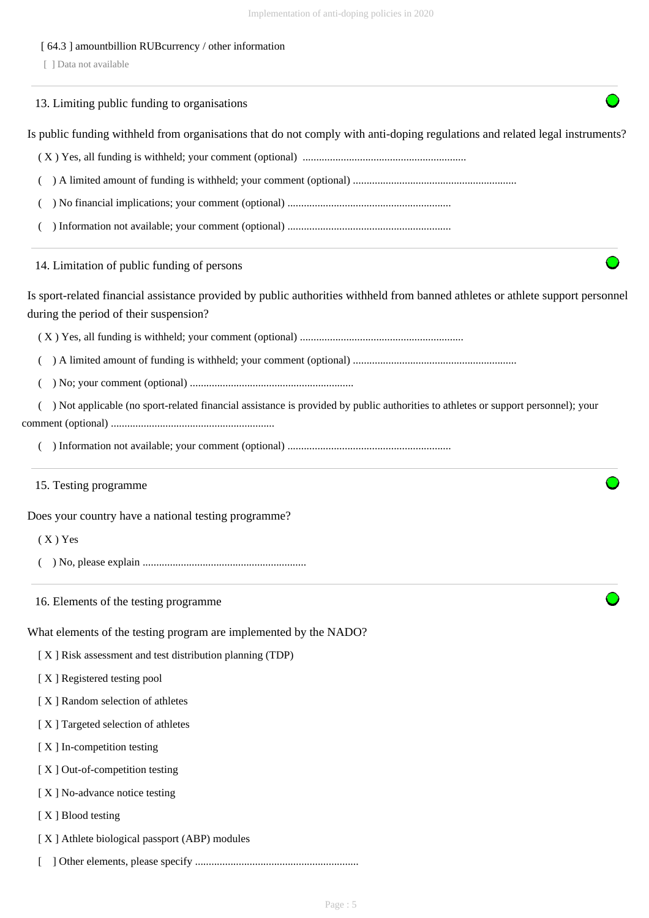[ 64.3 ] amountbillion RUBcurrency / other information

[ ] Data not available

## 13. Limiting public funding to organisations

Is public funding withheld from organisations that do not comply with anti-doping regulations and related legal instruments?

( X ) Yes, all funding is withheld; your comment (optional) ............................................................

(  ) A limited amount of funding is withheld; your comment (optional) ............................................................

(  ) No financial implications; your comment (optional) ............................................................

(  ) Information not available; your comment (optional) ............................................................

## 14. Limitation of public funding of persons

Is sport-related financial assistance provided by public authorities withheld from banned athletes or athlete support personnel during the period of their suspension?

( X ) Yes, all funding is withheld; your comment (optional) ............................................................

(  ) A limited amount of funding is withheld; your comment (optional) ............................................................

(  ) No; your comment (optional) ............................................................

(  ) Not applicable (no sport-related financial assistance is provided by public authorities to athletes or support personnel); your comment (optional) ............................................................

(  ) Information not available; your comment (optional) ............................................................

## 15. Testing programme

Does your country have a national testing programme?

( X ) Yes

(  ) No, please explain ............................................................

## 16. Elements of the testing programme

What elements of the testing program are implemented by the NADO?

[ X ] Risk assessment and test distribution planning (TDP)

[ X ] Registered testing pool

[ X ] Random selection of athletes

[ X ] Targeted selection of athletes

[ X ] In-competition testing

[ X ] Out-of-competition testing

[ X ] No-advance notice testing

[ X ] Blood testing

[ X ] Athlete biological passport (ABP) modules

[  ] Other elements, please specify ............................................................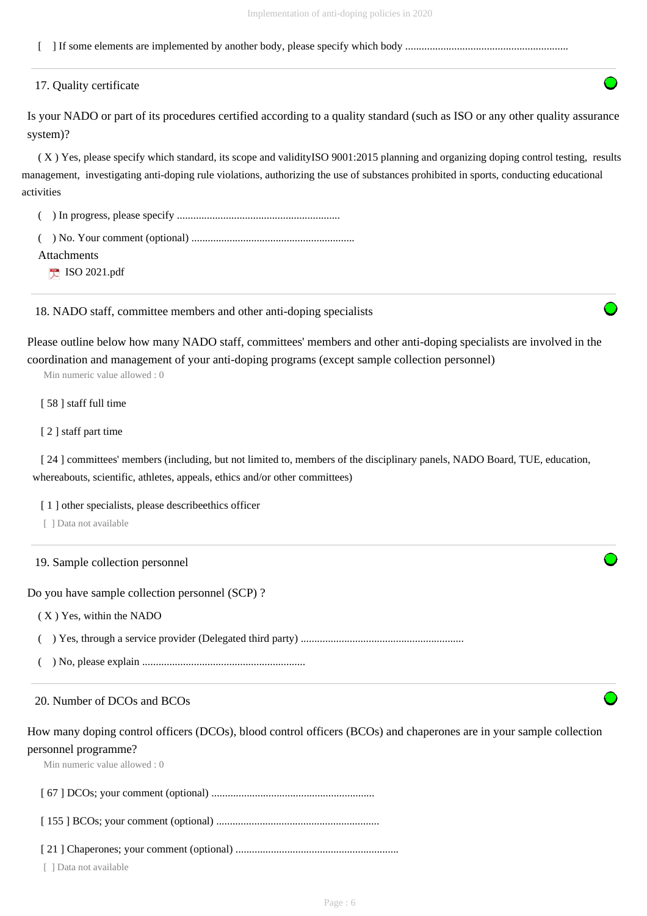[ ] If some elements are implemented by another body, please specify which body ............................................................

## 17. Quality certificate

Is your NADO or part of its procedures certified according to a quality standard (such as ISO or any other quality assurance system)?

( X ) Yes, please specify which standard, its scope and validityISO 9001:2015 planning and organizing doping control testing, results management, investigating anti-doping rule violations, authorizing the use of substances prohibited in sports, conducting educational activities

( ) In progress, please specify ............................................................

( ) No. Your comment (optional) ............................................................

Attachments

- ISO 2021.pdf

## 18. NADO staff, committee members and other anti-doping specialists

Please outline below how many NADO staff, committees' members and other anti-doping specialists are involved in the coordination and management of your anti-doping programs (except sample collection personnel)

Min numeric value allowed : 0

[ 58 ] staff full time

[ 2 ] staff part time

[ 24 ] committees' members (including, but not limited to, members of the disciplinary panels, NADO Board, TUE, education, whereabouts, scientific, athletes, appeals, ethics and/or other committees)

[ 1 ] other specialists, please describeethics officer

[ ] Data not available

## 19. Sample collection personnel

Do you have sample collection personnel (SCP) ?

( X ) Yes, within the NADO

( ) Yes, through a service provider (Delegated third party) ............................................................

( ) No, please explain ............................................................

## 20. Number of DCOs and BCOs

How many doping control officers (DCOs), blood control officers (BCOs) and chaperones are in your sample collection personnel programme?

Min numeric value allowed : 0

[ 67 ] DCOs; your comment (optional) ............................................................

[ 155 ] BCOs; your comment (optional) ............................................................

[ 21 ] Chaperones; your comment (optional) ............................................................

[ ] Data not available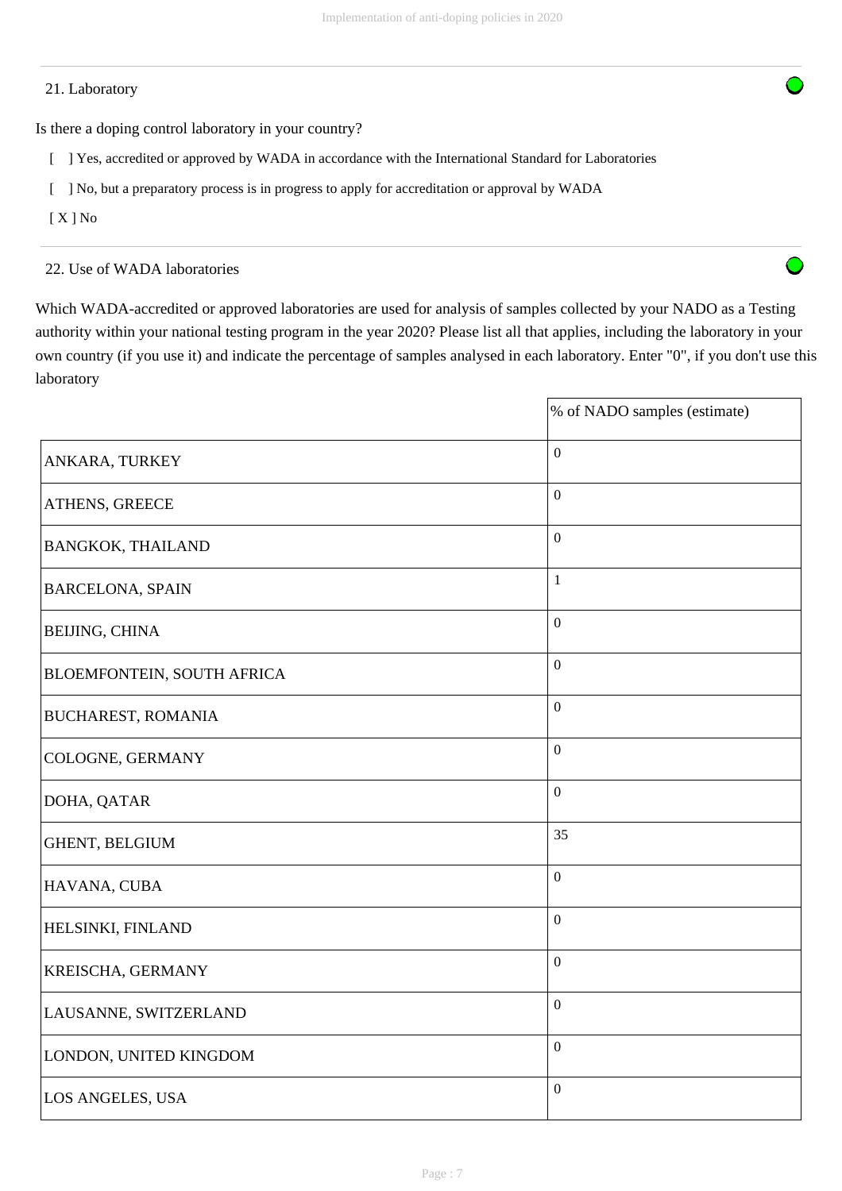21. Laboratory

Is there a doping control laboratory in your country?

[ ] Yes, accredited or approved by WADA in accordance with the International Standard for Laboratories

[ ] No, but a preparatory process is in progress to apply for accreditation or approval by WADA

[ X ] No

22. Use of WADA laboratories

Which WADA-accredited or approved laboratories are used for analysis of samples collected by your NADO as a Testing authority within your national testing program in the year 2020? Please list all that applies, including the laboratory in your own country (if you use it) and indicate the percentage of samples analysed in each laboratory. Enter "0", if you don't use this laboratory

| | % of NADO samples (estimate) |
|---|---|
| ANKARA, TURKEY | 0 |
| ATHENS, GREECE | 0 |
| BANGKOK, THAILAND | 0 |
| BARCELONA, SPAIN | 1 |
| BEIJING, CHINA | 0 |
| BLOEMFONTEIN, SOUTH AFRICA | 0 |
| BUCHAREST, ROMANIA | 0 |
| COLOGNE, GERMANY | 0 |
| DOHA, QATAR | 0 |
| GHENT, BELGIUM | 35 |
| HAVANA, CUBA | 0 |
| HELSINKI, FINLAND | 0 |
| KREISCHA, GERMANY | 0 |
| LAUSANNE, SWITZERLAND | 0 |
| LONDON, UNITED KINGDOM | 0 |
| LOS ANGELES, USA | 0 |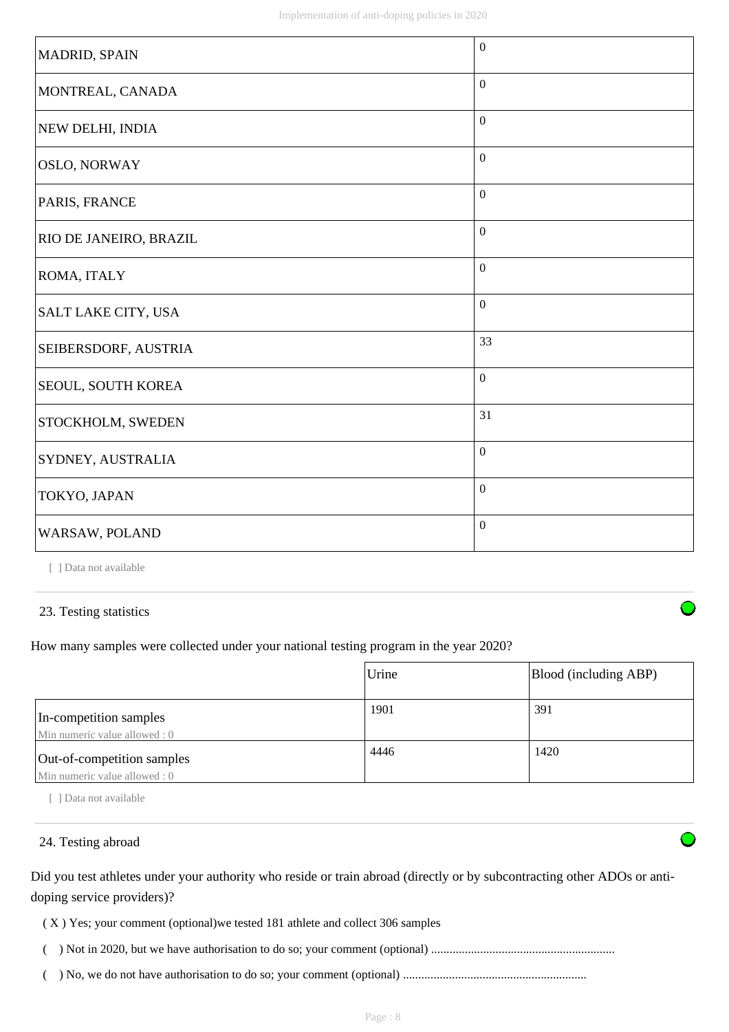| | |
|---|---|
| MADRID, SPAIN | 0 |
| MONTREAL, CANADA | 0 |
| NEW DELHI, INDIA | 0 |
| OSLO, NORWAY | 0 |
| PARIS, FRANCE | 0 |
| RIO DE JANEIRO, BRAZIL | 0 |
| ROMA, ITALY | 0 |
| SALT LAKE CITY, USA | 0 |
| SEIBERSDORF, AUSTRIA | 33 |
| SEOUL, SOUTH KOREA | 0 |
| STOCKHOLM, SWEDEN | 31 |
| SYDNEY, AUSTRALIA | 0 |
| TOKYO, JAPAN | 0 |
| WARSAW, POLAND | 0 |

[ ] Data not available

## 23. Testing statistics

How many samples were collected under your national testing program in the year 2020?

| | Urine | Blood (including ABP) |
|---|---|---|
| In-competition samples<br>Min numeric value allowed : 0 | 1901 | 391 |
| Out-of-competition samples<br>Min numeric value allowed : 0 | 4446 | 1420 |

[ ] Data not available

## 24. Testing abroad

Did you test athletes under your authority who reside or train abroad (directly or by subcontracting other ADOs or anti-doping service providers)?

( X ) Yes; your comment (optional)we tested 181 athlete and collect 306 samples

(  ) Not in 2020, but we have authorisation to do so; your comment (optional) ............................................................

(  ) No, we do not have authorisation to do so; your comment (optional) ............................................................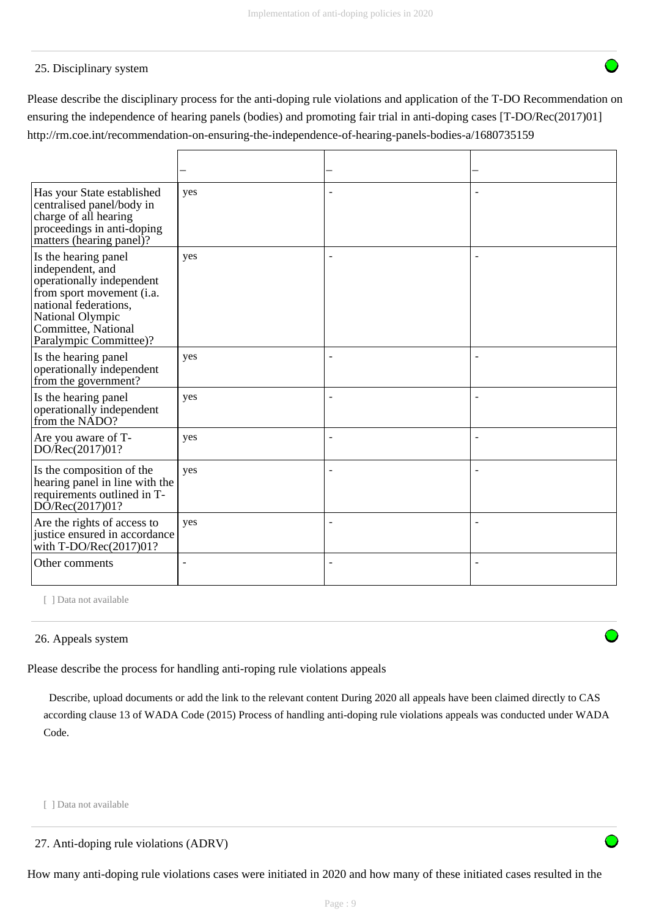## 25. Disciplinary system

Please describe the disciplinary process for the anti-doping rule violations and application of the T-DO Recommendation on ensuring the independence of hearing panels (bodies) and promoting fair trial in anti-doping cases [T-DO/Rec(2017)01] http://rm.coe.int/recommendation-on-ensuring-the-independence-of-hearing-panels-bodies-a/1680735159

| | – | – | – |
|---|---|---|---|
| Has your State established centralised panel/body in charge of all hearing proceedings in anti-doping matters (hearing panel)? | yes | - | - |
| Is the hearing panel independent, and operationally independent from sport movement (i.a. national federations, National Olympic Committee, National Paralympic Committee)? | yes | - | - |
| Is the hearing panel operationally independent from the government? | yes | - | - |
| Is the hearing panel operationally independent from the NADO? | yes | - | - |
| Are you aware of T-DO/Rec(2017)01? | yes | - | - |
| Is the composition of the hearing panel in line with the requirements outlined in T-DO/Rec(2017)01? | yes | - | - |
| Are the rights of access to justice ensured in accordance with T-DO/Rec(2017)01? | yes | - | - |
| Other comments | - | - | - |

[ ] Data not available

## 26. Appeals system

Please describe the process for handling anti-roping rule violations appeals

Describe, upload documents or add the link to the relevant content During 2020 all appeals have been claimed directly to CAS according clause 13 of WADA Code (2015) Process of handling anti-doping rule violations appeals was conducted under WADA Code.

[ ] Data not available

## 27. Anti-doping rule violations (ADRV)

How many anti-doping rule violations cases were initiated in 2020 and how many of these initiated cases resulted in the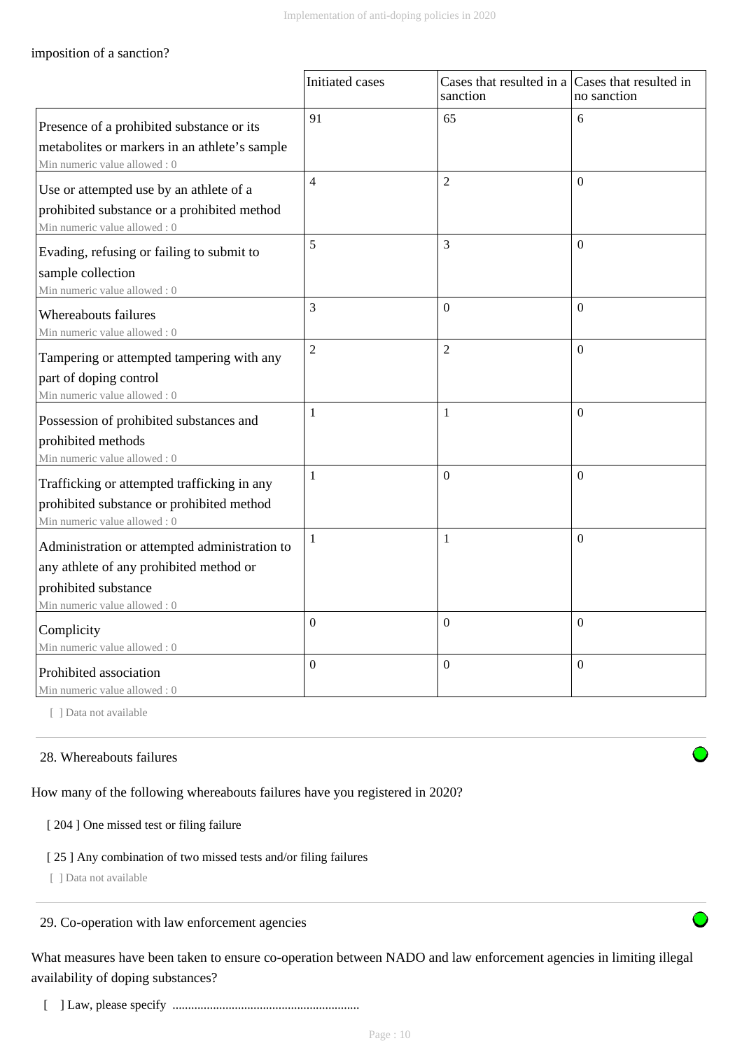imposition of a sanction?

| | Initiated cases | Cases that resulted in a sanction | Cases that resulted in no sanction |
|---|---|---|---|
| Presence of a prohibited substance or its metabolites or markers in an athlete's sample<br>Min numeric value allowed : 0 | 91 | 65 | 6 |
| Use or attempted use by an athlete of a prohibited substance or a prohibited method<br>Min numeric value allowed : 0 | 4 | 2 | 0 |
| Evading, refusing or failing to submit to sample collection<br>Min numeric value allowed : 0 | 5 | 3 | 0 |
| Whereabouts failures<br>Min numeric value allowed : 0 | 3 | 0 | 0 |
| Tampering or attempted tampering with any part of doping control<br>Min numeric value allowed : 0 | 2 | 2 | 0 |
| Possession of prohibited substances and prohibited methods<br>Min numeric value allowed : 0 | 1 | 1 | 0 |
| Trafficking or attempted trafficking in any prohibited substance or prohibited method<br>Min numeric value allowed : 0 | 1 | 0 | 0 |
| Administration or attempted administration to any athlete of any prohibited method or prohibited substance<br>Min numeric value allowed : 0 | 1 | 1 | 0 |
| Complicity<br>Min numeric value allowed : 0 | 0 | 0 | 0 |
| Prohibited association<br>Min numeric value allowed : 0 | 0 | 0 | 0 |

[ ] Data not available

28. Whereabouts failures

How many of the following whereabouts failures have you registered in 2020?

[ 204 ] One missed test or filing failure

[ 25 ] Any combination of two missed tests and/or filing failures

[ ] Data not available

29. Co-operation with law enforcement agencies

What measures have been taken to ensure co-operation between NADO and law enforcement agencies in limiting illegal availability of doping substances?

[ ] Law, please specify ............................................................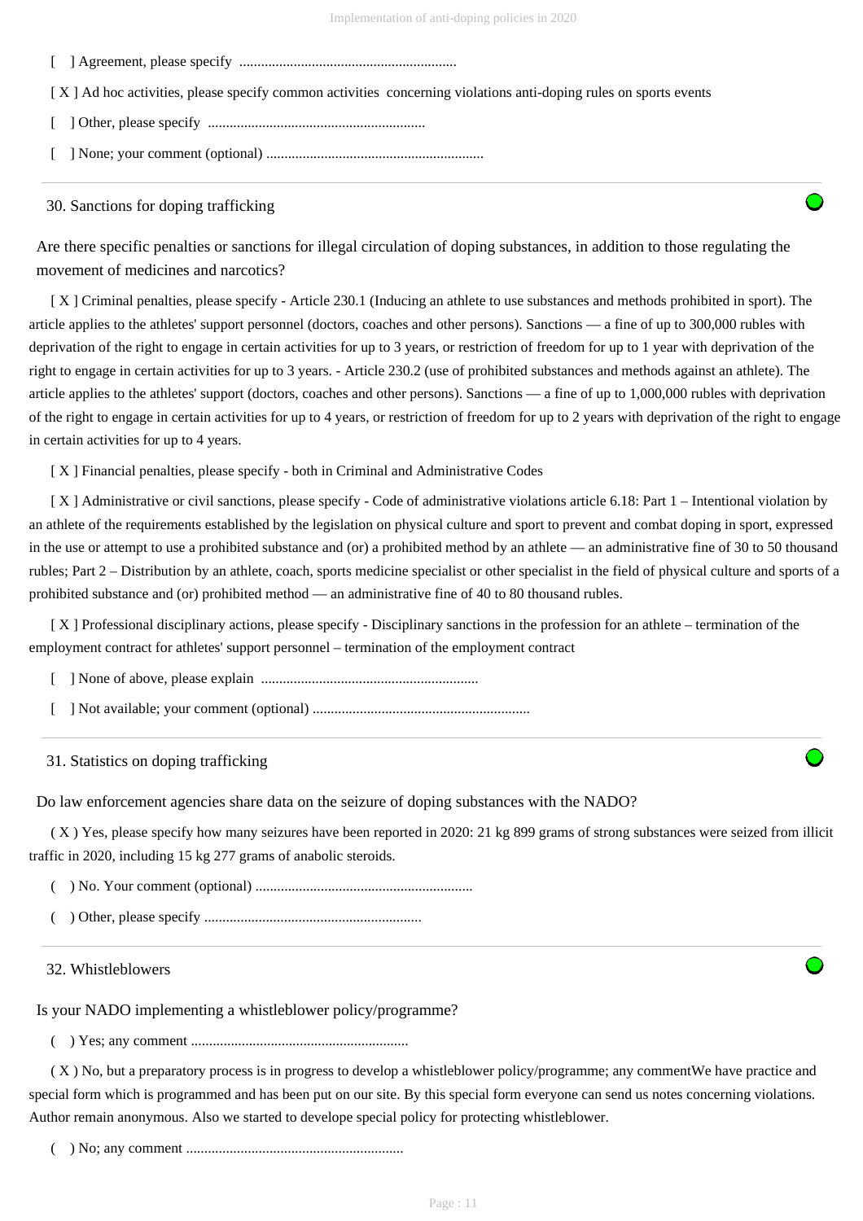[ ] Agreement, please specify ............................................................

[ X ] Ad hoc activities, please specify common activities concerning violations anti-doping rules on sports events

[ ] Other, please specify ............................................................

[ ] None; your comment (optional) ............................................................

### 30. Sanctions for doping trafficking

Are there specific penalties or sanctions for illegal circulation of doping substances, in addition to those regulating the movement of medicines and narcotics?

[ X ] Criminal penalties, please specify - Article 230.1 (Inducing an athlete to use substances and methods prohibited in sport). The article applies to the athletes' support personnel (doctors, coaches and other persons). Sanctions — a fine of up to 300,000 rubles with deprivation of the right to engage in certain activities for up to 3 years, or restriction of freedom for up to 1 year with deprivation of the right to engage in certain activities for up to 3 years. - Article 230.2 (use of prohibited substances and methods against an athlete). The article applies to the athletes' support (doctors, coaches and other persons). Sanctions — a fine of up to 1,000,000 rubles with deprivation of the right to engage in certain activities for up to 4 years, or restriction of freedom for up to 2 years with deprivation of the right to engage in certain activities for up to 4 years.

[ X ] Financial penalties, please specify - both in Criminal and Administrative Codes

[ X ] Administrative or civil sanctions, please specify - Code of administrative violations article 6.18: Part 1 – Intentional violation by an athlete of the requirements established by the legislation on physical culture and sport to prevent and combat doping in sport, expressed in the use or attempt to use a prohibited substance and (or) a prohibited method by an athlete — an administrative fine of 30 to 50 thousand rubles; Part 2 – Distribution by an athlete, coach, sports medicine specialist or other specialist in the field of physical culture and sports of a prohibited substance and (or) prohibited method — an administrative fine of 40 to 80 thousand rubles.

[ X ] Professional disciplinary actions, please specify - Disciplinary sanctions in the profession for an athlete – termination of the employment contract for athletes' support personnel – termination of the employment contract

[ ] None of above, please explain ............................................................

[ ] Not available; your comment (optional) ............................................................

### 31. Statistics on doping trafficking

Do law enforcement agencies share data on the seizure of doping substances with the NADO?

( X ) Yes, please specify how many seizures have been reported in 2020: 21 kg 899 grams of strong substances were seized from illicit traffic in 2020, including 15 kg 277 grams of anabolic steroids.

( ) No. Your comment (optional) ............................................................

( ) Other, please specify ............................................................

### 32. Whistleblowers

Is your NADO implementing a whistleblower policy/programme?

( ) Yes; any comment ............................................................

( X ) No, but a preparatory process is in progress to develop a whistleblower policy/programme; any commentWe have practice and special form which is programmed and has been put on our site. By this special form everyone can send us notes concerning violations. Author remain anonymous. Also we started to develope special policy for protecting whistleblower.

( ) No; any comment ............................................................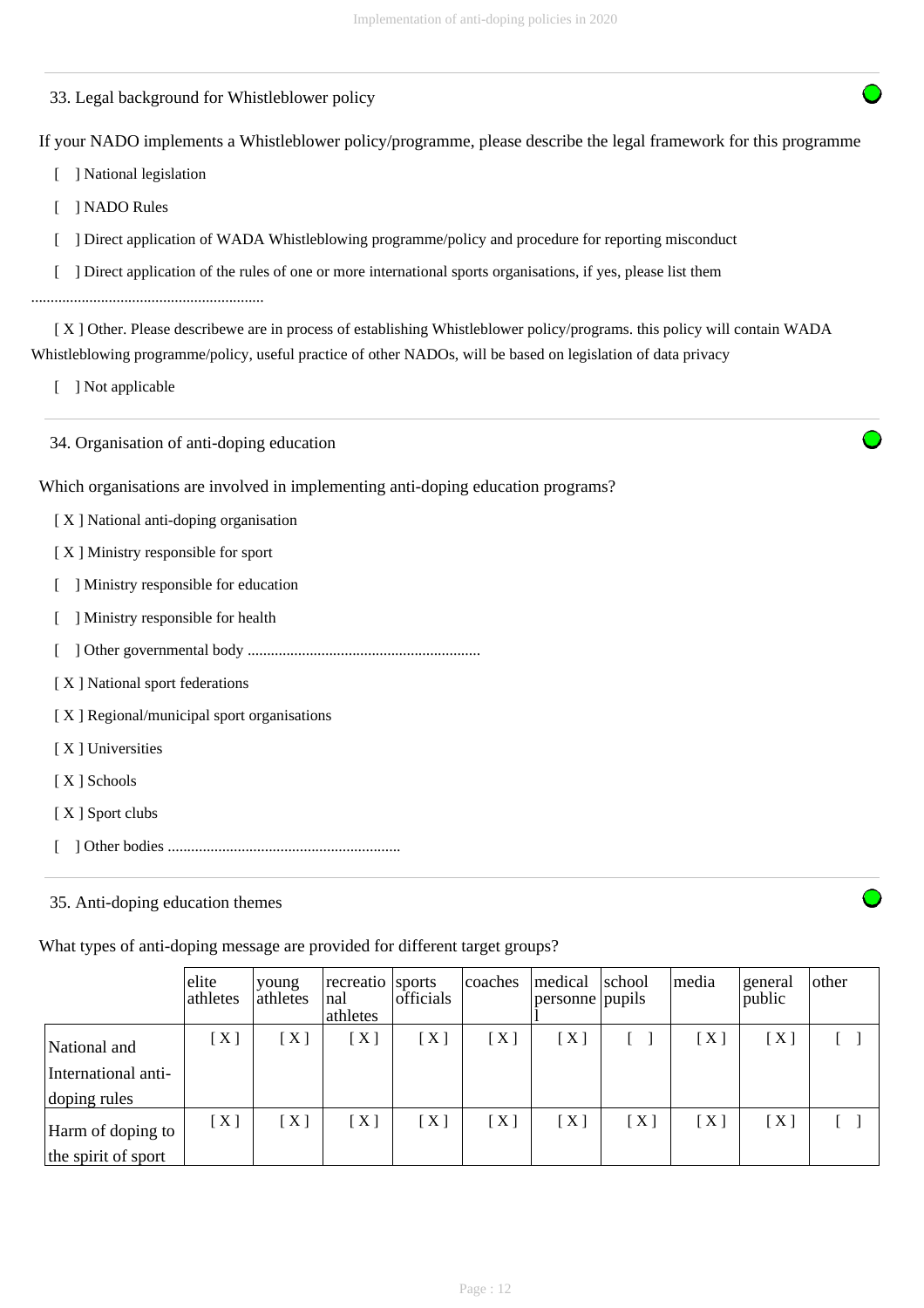## 33. Legal background for Whistleblower policy

If your NADO implements a Whistleblower policy/programme, please describe the legal framework for this programme

[ ] National legislation

[ ] NADO Rules

[ ] Direct application of WADA Whistleblowing programme/policy and procedure for reporting misconduct

[ ] Direct application of the rules of one or more international sports organisations, if yes, please list them

............................................................

[ X ] Other. Please describewe are in process of establishing Whistleblower policy/programs. this policy will contain WADA Whistleblowing programme/policy, useful practice of other NADOs, will be based on legislation of data privacy

[ ] Not applicable

## 34. Organisation of anti-doping education

Which organisations are involved in implementing anti-doping education programs?

[ X ] National anti-doping organisation

[ X ] Ministry responsible for sport

[ ] Ministry responsible for education

[ ] Ministry responsible for health

[ ] Other governmental body ............................................................

[ X ] National sport federations

[ X ] Regional/municipal sport organisations

[ X ] Universities

[ X ] Schools

[ X ] Sport clubs

[ ] Other bodies ............................................................

## 35. Anti-doping education themes

What types of anti-doping message are provided for different target groups?

| | elite athletes | young athletes | recreational athletes | sports officials | coaches | medical personnel | school pupils | media | general public | other |
|---|---|---|---|---|---|---|---|---|---|---|
| National and International anti-doping rules | [ X ] | [ X ] | [ X ] | [ X ] | [ X ] | [ X ] | [ ] | [ X ] | [ X ] | [ ] |
| Harm of doping to the spirit of sport | [ X ] | [ X ] | [ X ] | [ X ] | [ X ] | [ X ] | [ X ] | [ X ] | [ X ] | [ ] |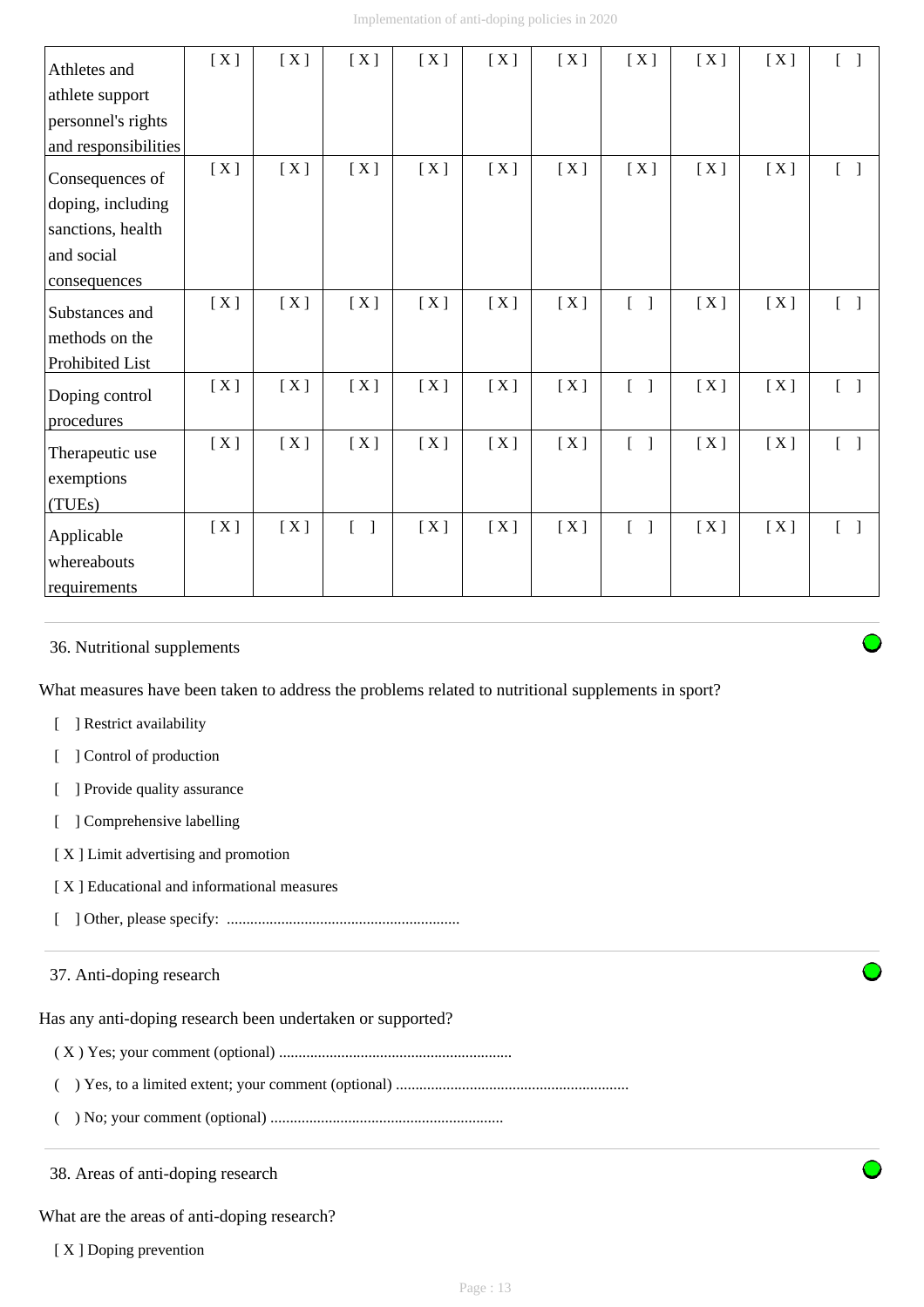| | | | | | | | | | | |
|---|---|---|---|---|---|---|---|---|---|---|
| Athletes and athlete support personnel's rights and responsibilities | [ X ] | [ X ] | [ X ] | [ X ] | [ X ] | [ X ] | [ X ] | [ X ] | [ X ] | [ ] |
| Consequences of doping, including sanctions, health and social consequences | [ X ] | [ X ] | [ X ] | [ X ] | [ X ] | [ X ] | [ X ] | [ X ] | [ X ] | [ ] |
| Substances and methods on the Prohibited List | [ X ] | [ X ] | [ X ] | [ X ] | [ X ] | [ X ] | [ ] | [ X ] | [ X ] | [ ] |
| Doping control procedures | [ X ] | [ X ] | [ X ] | [ X ] | [ X ] | [ X ] | [ ] | [ X ] | [ X ] | [ ] |
| Therapeutic use exemptions (TUEs) | [ X ] | [ X ] | [ X ] | [ X ] | [ X ] | [ X ] | [ ] | [ X ] | [ X ] | [ ] |
| Applicable whereabouts requirements | [ X ] | [ X ] | [ ] | [ X ] | [ X ] | [ X ] | [ ] | [ X ] | [ X ] | [ ] |

36. Nutritional supplements

What measures have been taken to address the problems related to nutritional supplements in sport?

[ ] Restrict availability

[ ] Control of production

[ ] Provide quality assurance

[ ] Comprehensive labelling

[ X ] Limit advertising and promotion

[ X ] Educational and informational measures

[ ] Other, please specify: ............................................................

37. Anti-doping research

Has any anti-doping research been undertaken or supported?

( X ) Yes; your comment (optional) ............................................................

( ) Yes, to a limited extent; your comment (optional) ............................................................

( ) No; your comment (optional) ............................................................

38. Areas of anti-doping research

What are the areas of anti-doping research?

[ X ] Doping prevention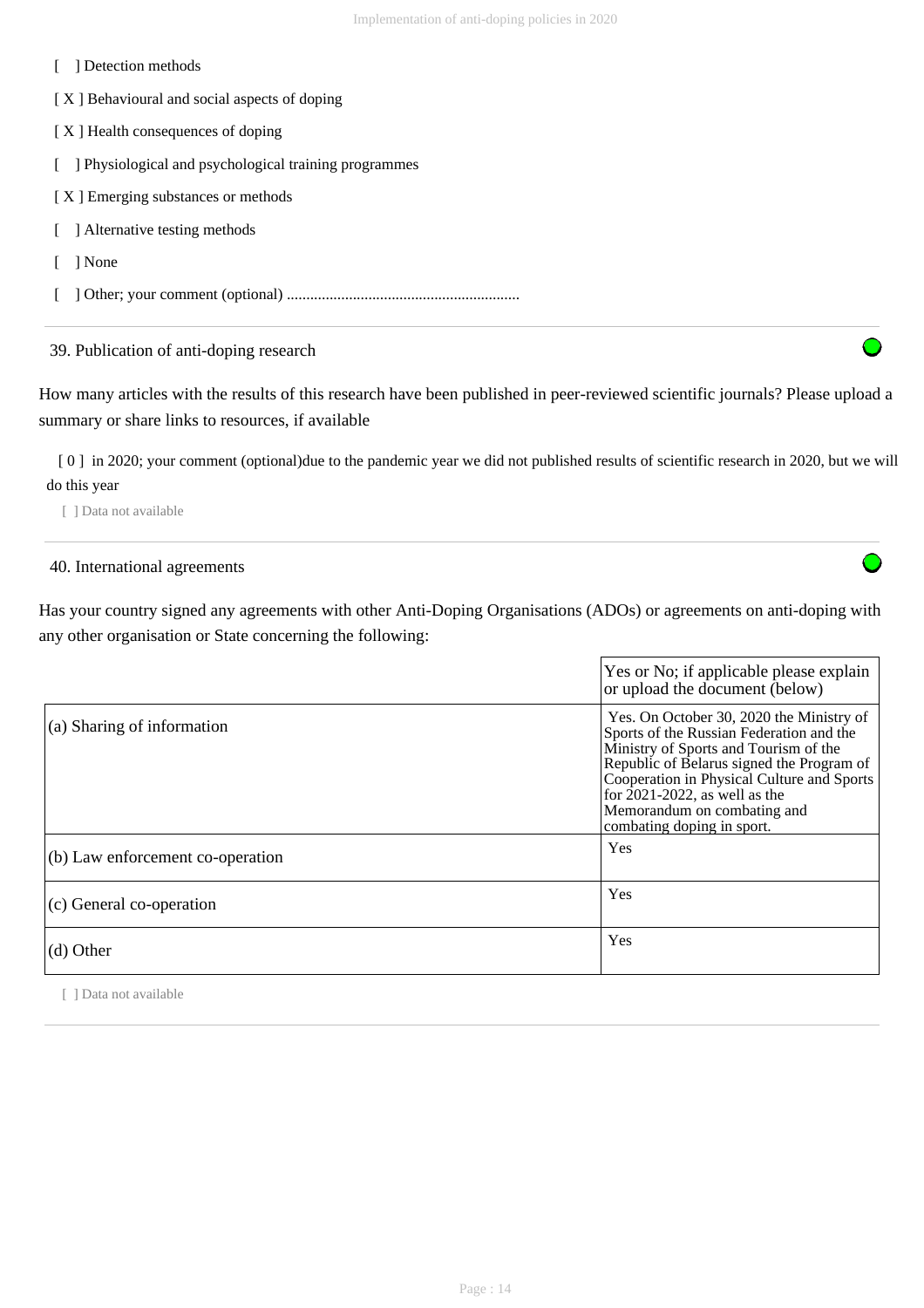[ ] Detection methods

[ X ] Behavioural and social aspects of doping

[ X ] Health consequences of doping

[ ] Physiological and psychological training programmes

[ X ] Emerging substances or methods

[ ] Alternative testing methods

[ ] None

[ ] Other; your comment (optional) ...........................................................

39. Publication of anti-doping research

How many articles with the results of this research have been published in peer-reviewed scientific journals? Please upload a summary or share links to resources, if available

[ 0 ] in 2020; your comment (optional)due to the pandemic year we did not published results of scientific research in 2020, but we will do this year

[ ] Data not available

40. International agreements

Has your country signed any agreements with other Anti-Doping Organisations (ADOs) or agreements on anti-doping with any other organisation or State concerning the following:

| | Yes or No; if applicable please explain or upload the document (below) |
|---|---|
| (a) Sharing of information | Yes. On October 30, 2020 the Ministry of Sports of the Russian Federation and the Ministry of Sports and Tourism of the Republic of Belarus signed the Program of Cooperation in Physical Culture and Sports for 2021-2022, as well as the Memorandum on combating and combating doping in sport. |
| (b) Law enforcement co-operation | Yes |
| (c) General co-operation | Yes |
| (d) Other | Yes |

[ ] Data not available